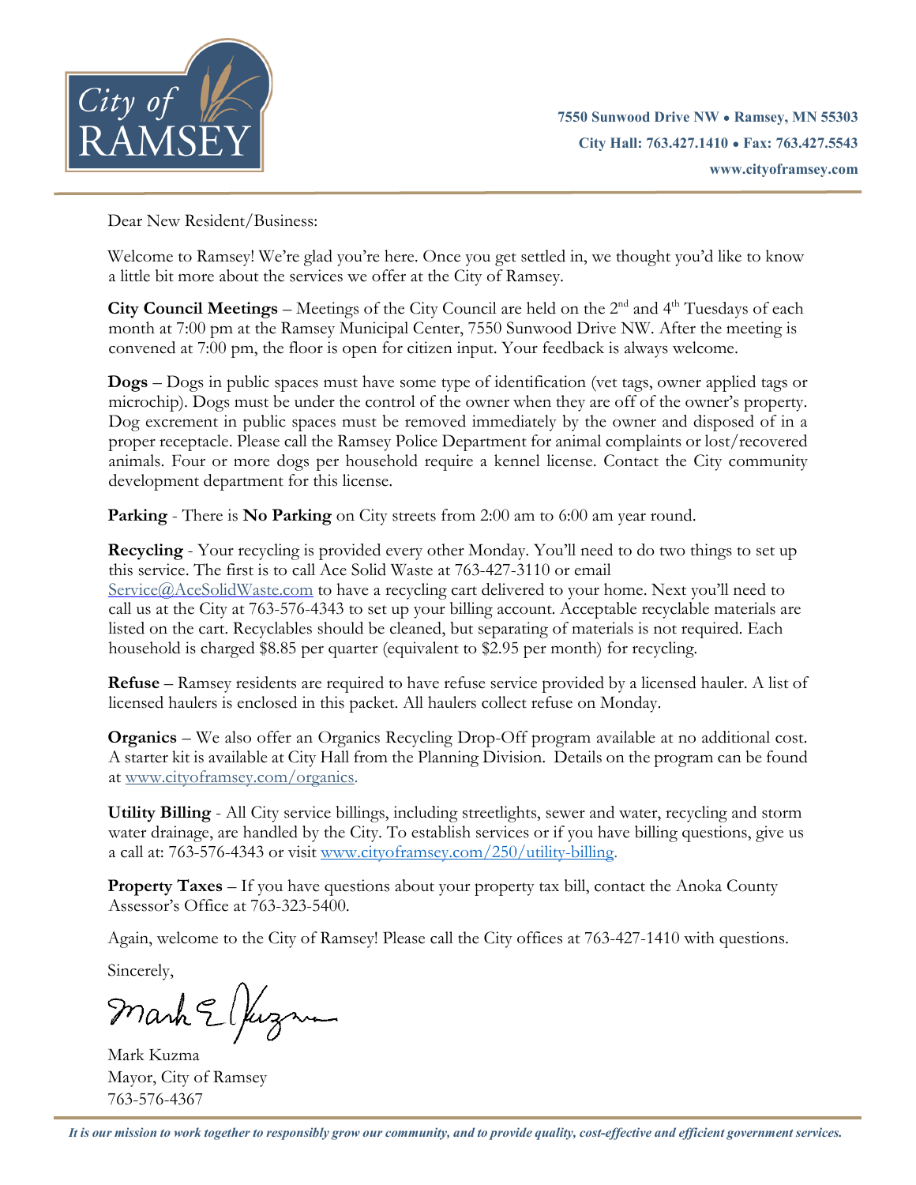City of RAMSEY

**7550 Sunwood Drive NW • Ramsey, MN 55303**
**City Hall: 763.427.1410 • Fax: 763.427.5543**
**www.cityoframsey.com**

Dear New Resident/Business:

Welcome to Ramsey! We're glad you're here. Once you get settled in, we thought you'd like to know a little bit more about the services we offer at the City of Ramsey.

**City Council Meetings** – Meetings of the City Council are held on the 2nd and 4th Tuesdays of each month at 7:00 pm at the Ramsey Municipal Center, 7550 Sunwood Drive NW. After the meeting is convened at 7:00 pm, the floor is open for citizen input. Your feedback is always welcome.

**Dogs** – Dogs in public spaces must have some type of identification (vet tags, owner applied tags or microchip). Dogs must be under the control of the owner when they are off of the owner's property. Dog excrement in public spaces must be removed immediately by the owner and disposed of in a proper receptacle. Please call the Ramsey Police Department for animal complaints or lost/recovered animals. Four or more dogs per household require a kennel license. Contact the City community development department for this license.

**Parking** - There is **No Parking** on City streets from 2:00 am to 6:00 am year round.

**Recycling** - Your recycling is provided every other Monday. You'll need to do two things to set up this service. The first is to call Ace Solid Waste at 763-427-3110 or email Service@AceSolidWaste.com to have a recycling cart delivered to your home. Next you'll need to call us at the City at 763-576-4343 to set up your billing account. Acceptable recyclable materials are listed on the cart. Recyclables should be cleaned, but separating of materials is not required. Each household is charged $8.85 per quarter (equivalent to $2.95 per month) for recycling.

**Refuse** – Ramsey residents are required to have refuse service provided by a licensed hauler. A list of licensed haulers is enclosed in this packet. All haulers collect refuse on Monday.

**Organics** – We also offer an Organics Recycling Drop-Off program available at no additional cost. A starter kit is available at City Hall from the Planning Division. Details on the program can be found at www.cityoframsey.com/organics.

**Utility Billing** - All City service billings, including streetlights, sewer and water, recycling and storm water drainage, are handled by the City. To establish services or if you have billing questions, give us a call at: 763-576-4343 or visit www.cityoframsey.com/250/utility-billing.

**Property Taxes** – If you have questions about your property tax bill, contact the Anoka County Assessor's Office at 763-323-5400.

Again, welcome to the City of Ramsey! Please call the City offices at 763-427-1410 with questions.

Sincerely,

Mark Kuzma
Mayor, City of Ramsey
763-576-4367

***It is our mission to work together to responsibly grow our community, and to provide quality, cost-effective and efficient government services.***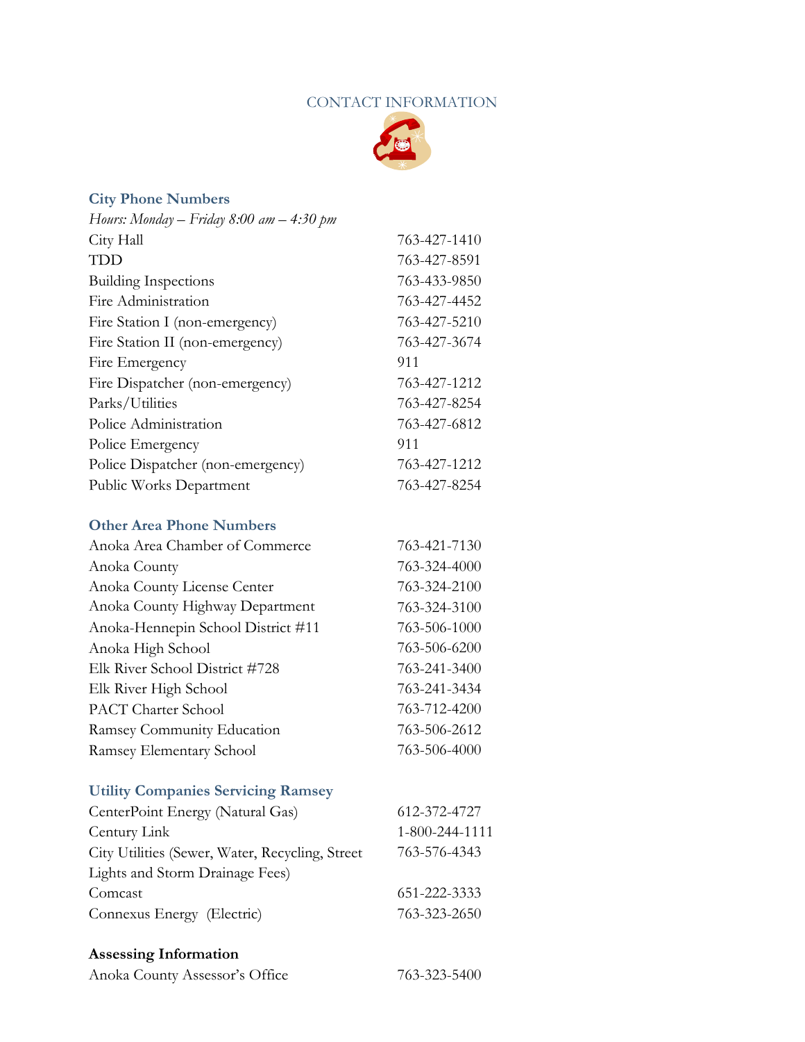# CONTACT INFORMATION

## City Phone Numbers

*Hours: Monday – Friday 8:00 am – 4:30 pm*

| | |
|---|---|
| City Hall | 763-427-1410 |
| TDD | 763-427-8591 |
| Building Inspections | 763-433-9850 |
| Fire Administration | 763-427-4452 |
| Fire Station I (non-emergency) | 763-427-5210 |
| Fire Station II (non-emergency) | 763-427-3674 |
| Fire Emergency | 911 |
| Fire Dispatcher (non-emergency) | 763-427-1212 |
| Parks/Utilities | 763-427-8254 |
| Police Administration | 763-427-6812 |
| Police Emergency | 911 |
| Police Dispatcher (non-emergency) | 763-427-1212 |
| Public Works Department | 763-427-8254 |

## Other Area Phone Numbers

| | |
|---|---|
| Anoka Area Chamber of Commerce | 763-421-7130 |
| Anoka County | 763-324-4000 |
| Anoka County License Center | 763-324-2100 |
| Anoka County Highway Department | 763-324-3100 |
| Anoka-Hennepin School District #11 | 763-506-1000 |
| Anoka High School | 763-506-6200 |
| Elk River School District #728 | 763-241-3400 |
| Elk River High School | 763-241-3434 |
| PACT Charter School | 763-712-4200 |
| Ramsey Community Education | 763-506-2612 |
| Ramsey Elementary School | 763-506-4000 |

## Utility Companies Servicing Ramsey

| | |
|---|---|
| CenterPoint Energy (Natural Gas) | 612-372-4727 |
| Century Link | 1-800-244-1111 |
| City Utilities (Sewer, Water, Recycling, Street Lights and Storm Drainage Fees) | 763-576-4343 |
| Comcast | 651-222-3333 |
| Connexus Energy (Electric) | 763-323-2650 |

## Assessing Information

| | |
|---|---|
| Anoka County Assessor's Office | 763-323-5400 |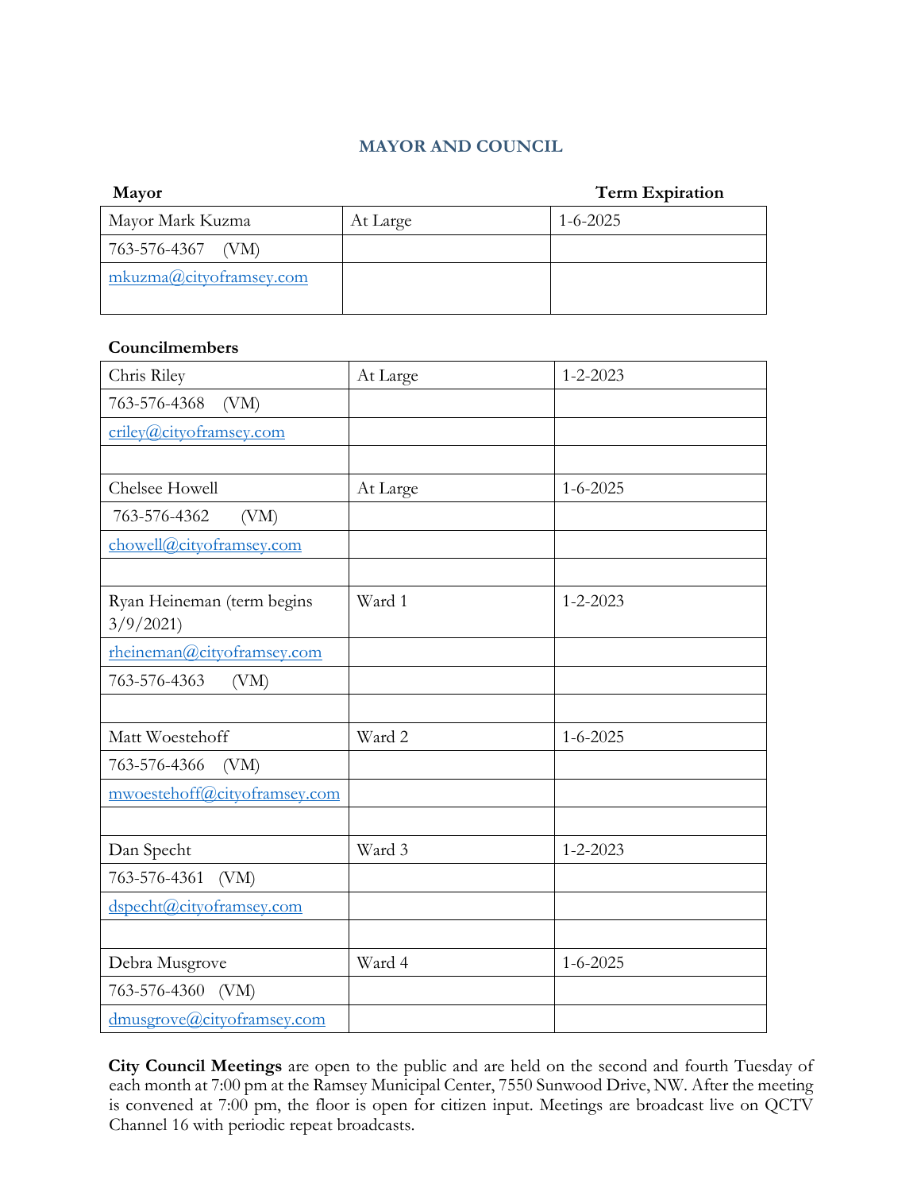## MAYOR AND COUNCIL

**Mayor** **Term Expiration**

| | | |
|---|---|---|
| Mayor Mark Kuzma | At Large | 1-6-2025 |
| 763-576-4367 (VM) | | |
| mkuzma@cityoframsey.com | | |

**Councilmembers**

| | | |
|---|---|---|
| Chris Riley | At Large | 1-2-2023 |
| 763-576-4368 (VM) | | |
| criley@cityoframsey.com | | |
| | | |
| Chelsee Howell | At Large | 1-6-2025 |
| 763-576-4362 (VM) | | |
| chowell@cityoframsey.com | | |
| | | |
| Ryan Heineman (term begins 3/9/2021) | Ward 1 | 1-2-2023 |
| rheineman@cityoframsey.com | | |
| 763-576-4363 (VM) | | |
| | | |
| Matt Woestehoff | Ward 2 | 1-6-2025 |
| 763-576-4366 (VM) | | |
| mwoestehoff@cityoframsey.com | | |
| | | |
| Dan Specht | Ward 3 | 1-2-2023 |
| 763-576-4361 (VM) | | |
| dspecht@cityoframsey.com | | |
| | | |
| Debra Musgrove | Ward 4 | 1-6-2025 |
| 763-576-4360 (VM) | | |
| dmusgrove@cityoframsey.com | | |

**City Council Meetings** are open to the public and are held on the second and fourth Tuesday of each month at 7:00 pm at the Ramsey Municipal Center, 7550 Sunwood Drive, NW. After the meeting is convened at 7:00 pm, the floor is open for citizen input. Meetings are broadcast live on QCTV Channel 16 with periodic repeat broadcasts.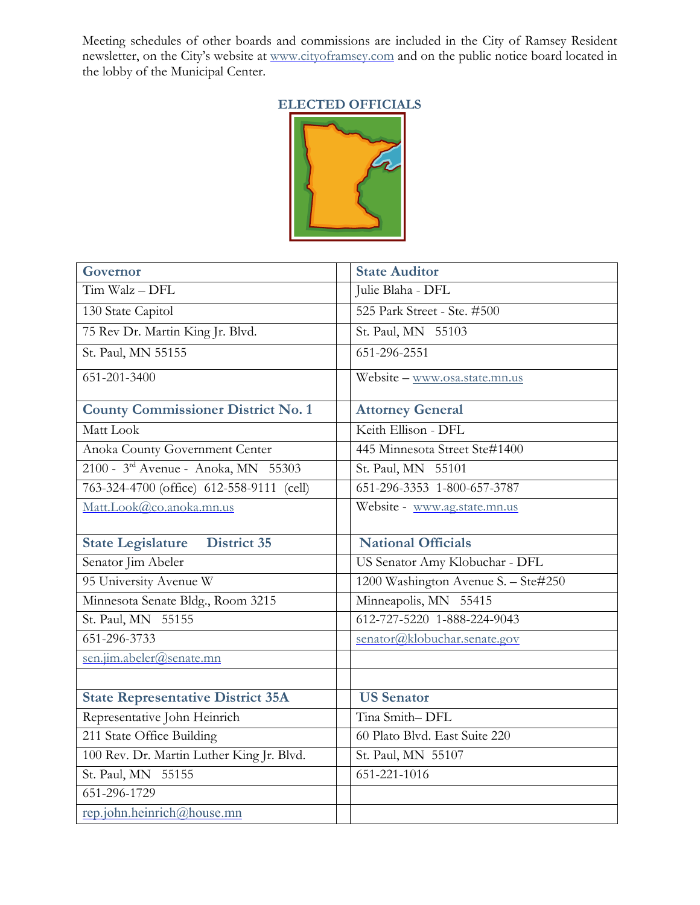Meeting schedules of other boards and commissions are included in the City of Ramsey Resident newsletter, on the City's website at www.cityoframsey.com and on the public notice board located in the lobby of the Municipal Center.

## ELECTED OFFICIALS

| **Governor** | | **State Auditor** |
|---|---|---|
| Tim Walz – DFL | | Julie Blaha - DFL |
| 130 State Capitol | | 525 Park Street - Ste. #500 |
| 75 Rev Dr. Martin King Jr. Blvd. | | St. Paul, MN 55103 |
| St. Paul, MN 55155 | | 651-296-2551 |
| 651-201-3400 | | Website – www.osa.state.mn.us |
| **County Commissioner District No. 1** | | **Attorney General** |
| Matt Look | | Keith Ellison - DFL |
| Anoka County Government Center | | 445 Minnesota Street Ste#1400 |
| 2100 - 3rd Avenue - Anoka, MN 55303 | | St. Paul, MN 55101 |
| 763-324-4700 (office) 612-558-9111 (cell) | | 651-296-3353 1-800-657-3787 |
| Matt.Look@co.anoka.mn.us | | Website - www.ag.state.mn.us |
| **State Legislature District 35** | | **National Officials** |
| Senator Jim Abeler | | US Senator Amy Klobuchar - DFL |
| 95 University Avenue W | | 1200 Washington Avenue S. – Ste#250 |
| Minnesota Senate Bldg., Room 3215 | | Minneapolis, MN 55415 |
| St. Paul, MN 55155 | | 612-727-5220 1-888-224-9043 |
| 651-296-3733 | | senator@klobuchar.senate.gov |
| sen.jim.abeler@senate.mn | | |
| | | |
| **State Representative District 35A** | | **US Senator** |
| Representative John Heinrich | | Tina Smith– DFL |
| 211 State Office Building | | 60 Plato Blvd. East Suite 220 |
| 100 Rev. Dr. Martin Luther King Jr. Blvd. | | St. Paul, MN 55107 |
| St. Paul, MN 55155 | | 651-221-1016 |
| 651-296-1729 | | |
| rep.john.heinrich@house.mn | | |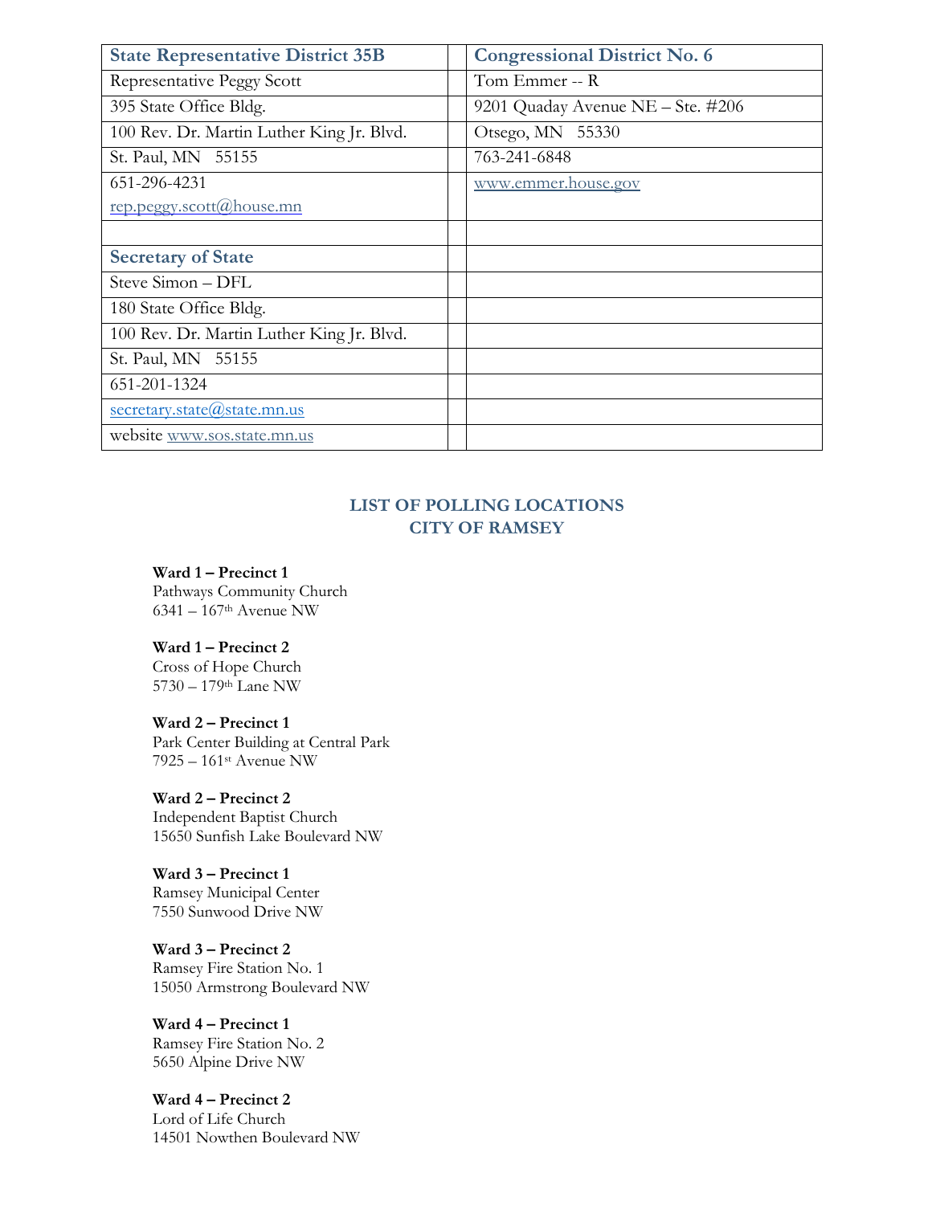| State Representative District 35B | | Congressional District No. 6 |
|---|---|---|
| Representative Peggy Scott | | Tom Emmer -- R |
| 395 State Office Bldg. | | 9201 Quaday Avenue NE – Ste. #206 |
| 100 Rev. Dr. Martin Luther King Jr. Blvd. | | Otsego, MN 55330 |
| St. Paul, MN 55155 | | 763-241-6848 |
| 651-296-4231<br>rep.peggy.scott@house.mn | | www.emmer.house.gov |
| | | |
| **Secretary of State** | | |
| Steve Simon – DFL | | |
| 180 State Office Bldg. | | |
| 100 Rev. Dr. Martin Luther King Jr. Blvd. | | |
| St. Paul, MN 55155 | | |
| 651-201-1324 | | |
| secretary.state@state.mn.us | | |
| website www.sos.state.mn.us | | |

## LIST OF POLLING LOCATIONS
## CITY OF RAMSEY

**Ward 1 – Precinct 1**
Pathways Community Church
6341 – 167th Avenue NW

**Ward 1 – Precinct 2**
Cross of Hope Church
5730 – 179th Lane NW

**Ward 2 – Precinct 1**
Park Center Building at Central Park
7925 – 161st Avenue NW

**Ward 2 – Precinct 2**
Independent Baptist Church
15650 Sunfish Lake Boulevard NW

**Ward 3 – Precinct 1**
Ramsey Municipal Center
7550 Sunwood Drive NW

**Ward 3 – Precinct 2**
Ramsey Fire Station No. 1
15050 Armstrong Boulevard NW

**Ward 4 – Precinct 1**
Ramsey Fire Station No. 2
5650 Alpine Drive NW

**Ward 4 – Precinct 2**
Lord of Life Church
14501 Nowthen Boulevard NW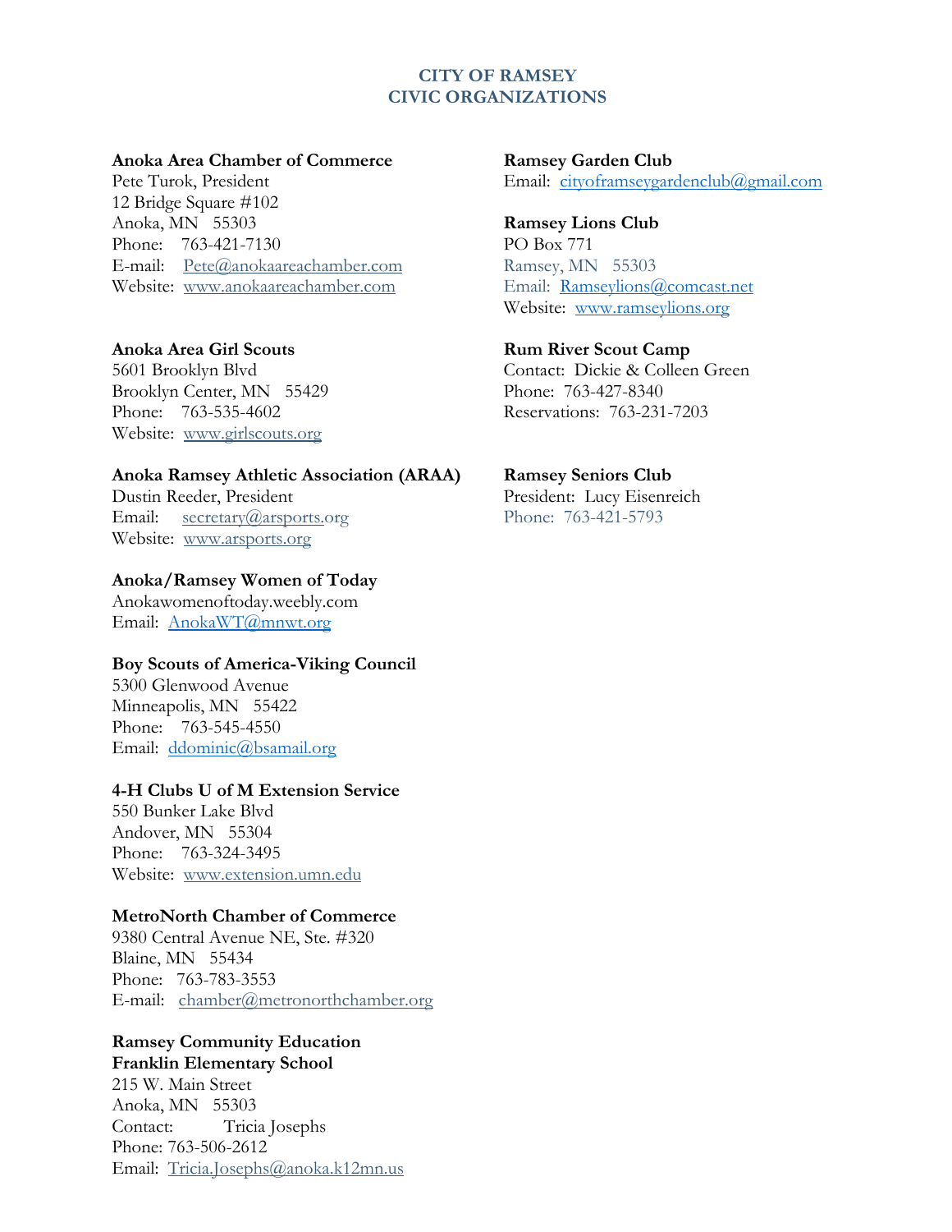# CITY OF RAMSEY
# CIVIC ORGANIZATIONS

**Anoka Area Chamber of Commerce**
Pete Turok, President
12 Bridge Square #102
Anoka, MN 55303
Phone: 763-421-7130
E-mail: Pete@anokaareachamber.com
Website: www.anokaareachamber.com

**Anoka Area Girl Scouts**
5601 Brooklyn Blvd
Brooklyn Center, MN 55429
Phone: 763-535-4602
Website: www.girlscouts.org

**Anoka Ramsey Athletic Association (ARAA)**
Dustin Reeder, President
Email: secretary@arsports.org
Website: www.arsports.org

**Anoka/Ramsey Women of Today**
Anokawomenoftoday.weebly.com
Email: AnokaWT@mnwt.org

**Boy Scouts of America-Viking Council**
5300 Glenwood Avenue
Minneapolis, MN 55422
Phone: 763-545-4550
Email: ddominic@bsamail.org

**4-H Clubs U of M Extension Service**
550 Bunker Lake Blvd
Andover, MN 55304
Phone: 763-324-3495
Website: www.extension.umn.edu

**MetroNorth Chamber of Commerce**
9380 Central Avenue NE, Ste. #320
Blaine, MN 55434
Phone: 763-783-3553
E-mail: chamber@metronorthchamber.org

**Ramsey Community Education**
**Franklin Elementary School**
215 W. Main Street
Anoka, MN 55303
Contact: Tricia Josephs
Phone: 763-506-2612
Email: Tricia.Josephs@anoka.k12mn.us

**Ramsey Garden Club**
Email: cityoframseygardenclub@gmail.com

**Ramsey Lions Club**
PO Box 771
Ramsey, MN 55303
Email: Ramseylions@comcast.net
Website: www.ramseylions.org

**Rum River Scout Camp**
Contact: Dickie & Colleen Green
Phone: 763-427-8340
Reservations: 763-231-7203

**Ramsey Seniors Club**
President: Lucy Eisenreich
Phone: 763-421-5793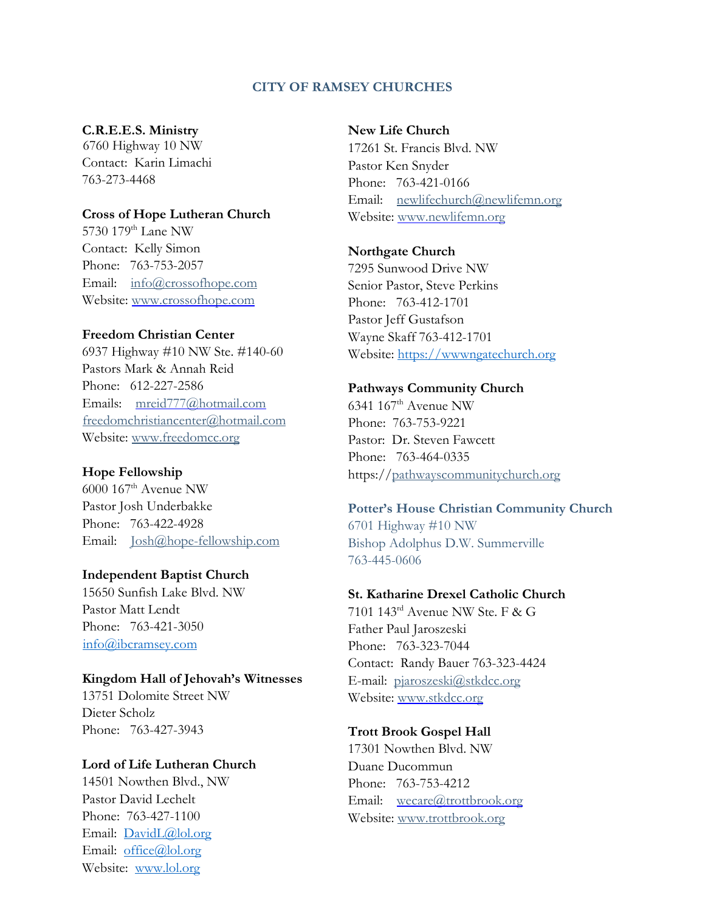## CITY OF RAMSEY CHURCHES

**C.R.E.E.S. Ministry**
6760 Highway 10 NW
Contact: Karin Limachi
763-273-4468

**Cross of Hope Lutheran Church**
5730 179th Lane NW
Contact: Kelly Simon
Phone: 763-753-2057
Email: info@crossofhope.com
Website: www.crossofhope.com

**Freedom Christian Center**
6937 Highway #10 NW Ste. #140-60
Pastors Mark & Annah Reid
Phone: 612-227-2586
Emails: mreid777@hotmail.com
freedomchristiancenter@hotmail.com
Website: www.freedomcc.org

**Hope Fellowship**
6000 167th Avenue NW
Pastor Josh Underbakke
Phone: 763-422-4928
Email: Josh@hope-fellowship.com

**Independent Baptist Church**
15650 Sunfish Lake Blvd. NW
Pastor Matt Lendt
Phone: 763-421-3050
info@ibcramsey.com

**Kingdom Hall of Jehovah's Witnesses**
13751 Dolomite Street NW
Dieter Scholz
Phone: 763-427-3943

**Lord of Life Lutheran Church**
14501 Nowthen Blvd., NW
Pastor David Lechelt
Phone: 763-427-1100
Email: DavidL@lol.org
Email: office@lol.org
Website: www.lol.org

**New Life Church**
17261 St. Francis Blvd. NW
Pastor Ken Snyder
Phone: 763-421-0166
Email: newlifechurch@newlifemn.org
Website: www.newlifemn.org

**Northgate Church**
7295 Sunwood Drive NW
Senior Pastor, Steve Perkins
Phone: 763-412-1701
Pastor Jeff Gustafson
Wayne Skaff 763-412-1701
Website: https://wwwngatechurch.org

**Pathways Community Church**
6341 167th Avenue NW
Phone: 763-753-9221
Pastor: Dr. Steven Fawcett
Phone: 763-464-0335
https://pathwayscommunitychurch.org

**Potter's House Christian Community Church**
6701 Highway #10 NW
Bishop Adolphus D.W. Summerville
763-445-0606

**St. Katharine Drexel Catholic Church**
7101 143rd Avenue NW Ste. F & G
Father Paul Jaroszeski
Phone: 763-323-7044
Contact: Randy Bauer 763-323-4424
E-mail: pjaroszeski@stkdcc.org
Website: www.stkdcc.org

**Trott Brook Gospel Hall**
17301 Nowthen Blvd. NW
Duane Ducommun
Phone: 763-753-4212
Email: wecare@trottbrook.org
Website: www.trottbrook.org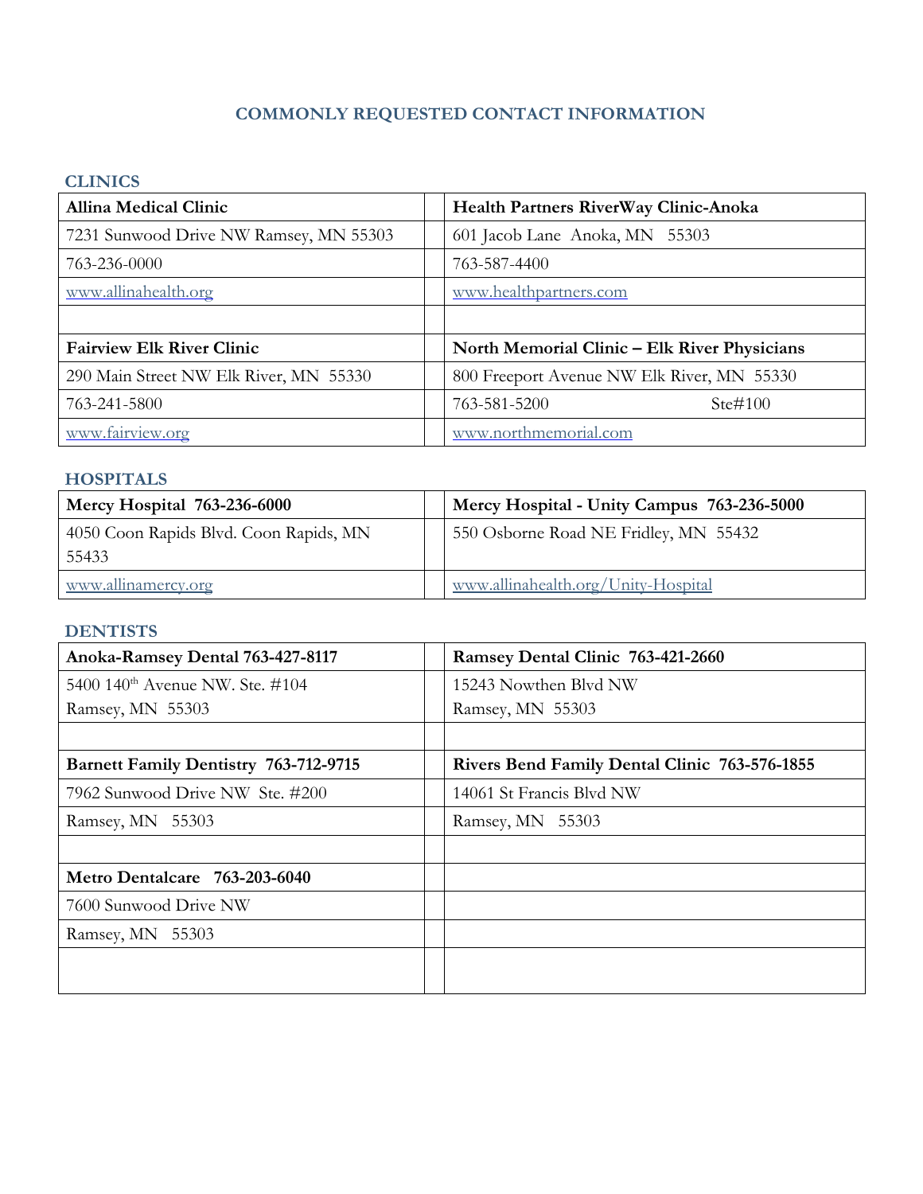# COMMONLY REQUESTED CONTACT INFORMATION

## CLINICS

| Allina Medical Clinic | | Health Partners RiverWay Clinic-Anoka |
|---|---|---|
| 7231 Sunwood Drive NW Ramsey, MN 55303 | | 601 Jacob Lane Anoka, MN 55303 |
| 763-236-0000 | | 763-587-4400 |
| www.allinahealth.org | | www.healthpartners.com |
| | | |
| **Fairview Elk River Clinic** | | **North Memorial Clinic – Elk River Physicians** |
| 290 Main Street NW Elk River, MN 55330 | | 800 Freeport Avenue NW Elk River, MN 55330 |
| 763-241-5800 | | 763-581-5200 Ste#100 |
| www.fairview.org | | www.northmemorial.com |

## HOSPITALS

| Mercy Hospital 763-236-6000 | | Mercy Hospital - Unity Campus 763-236-5000 |
|---|---|---|
| 4050 Coon Rapids Blvd. Coon Rapids, MN 55433 | | 550 Osborne Road NE Fridley, MN 55432 |
| www.allinamercy.org | | www.allinahealth.org/Unity-Hospital |

## DENTISTS

| Anoka-Ramsey Dental 763-427-8117 | | Ramsey Dental Clinic 763-421-2660 |
|---|---|---|
| 5400 140th Avenue NW. Ste. #104<br>Ramsey, MN 55303 | | 15243 Nowthen Blvd NW<br>Ramsey, MN 55303 |
| | | |
| **Barnett Family Dentistry 763-712-9715** | | **Rivers Bend Family Dental Clinic 763-576-1855** |
| 7962 Sunwood Drive NW Ste. #200 | | 14061 St Francis Blvd NW |
| Ramsey, MN 55303 | | Ramsey, MN 55303 |
| | | |
| **Metro Dentalcare 763-203-6040** | | |
| 7600 Sunwood Drive NW | | |
| Ramsey, MN 55303 | | |
| | | |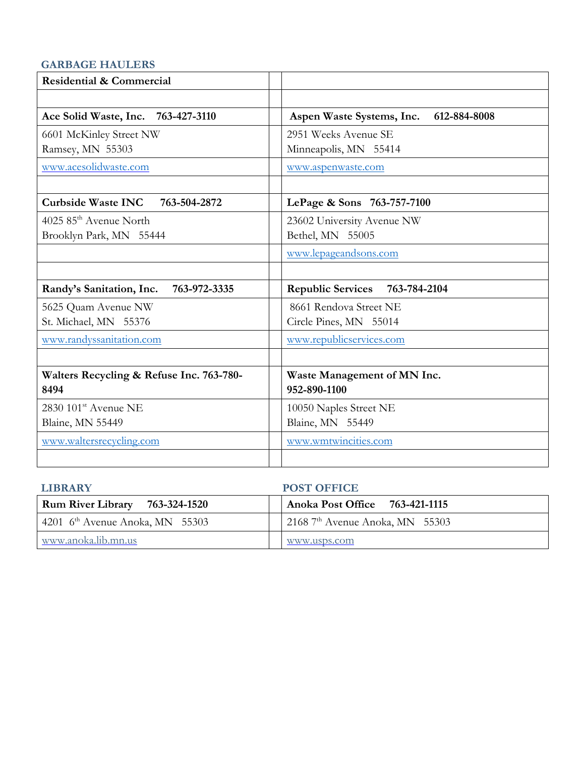## GARBAGE HAULERS

| Residential & Commercial | | |
|---|---|---|
| | | |
| **Ace Solid Waste, Inc. 763-427-3110** | | **Aspen Waste Systems, Inc. 612-884-8008** |
| 6601 McKinley Street NW<br>Ramsey, MN 55303 | | 2951 Weeks Avenue SE<br>Minneapolis, MN 55414 |
| www.acesolidwaste.com | | www.aspenwaste.com |
| | | |
| **Curbside Waste INC 763-504-2872** | | **LePage & Sons 763-757-7100** |
| 4025 85th Avenue North<br>Brooklyn Park, MN 55444 | | 23602 University Avenue NW<br>Bethel, MN 55005 |
| | | www.lepageandsons.com |
| | | |
| **Randy's Sanitation, Inc. 763-972-3335** | | **Republic Services 763-784-2104** |
| 5625 Quam Avenue NW<br>St. Michael, MN 55376 | | 8661 Rendova Street NE<br>Circle Pines, MN 55014 |
| www.randyssanitation.com | | www.republicservices.com |
| | | |
| **Walters Recycling & Refuse Inc. 763-780-8494** | | **Waste Management of MN Inc. 952-890-1100** |
| 2830 101st Avenue NE<br>Blaine, MN 55449 | | 10050 Naples Street NE<br>Blaine, MN 55449 |
| www.waltersrecycling.com | | www.wmtwincities.com |
| | | |

## LIBRARY

| Rum River Library 763-324-1520 |
|---|
| 4201 6th Avenue Anoka, MN 55303 |
| www.anoka.lib.mn.us |

## POST OFFICE

| Anoka Post Office 763-421-1115 |
|---|
| 2168 7th Avenue Anoka, MN 55303 |
| www.usps.com |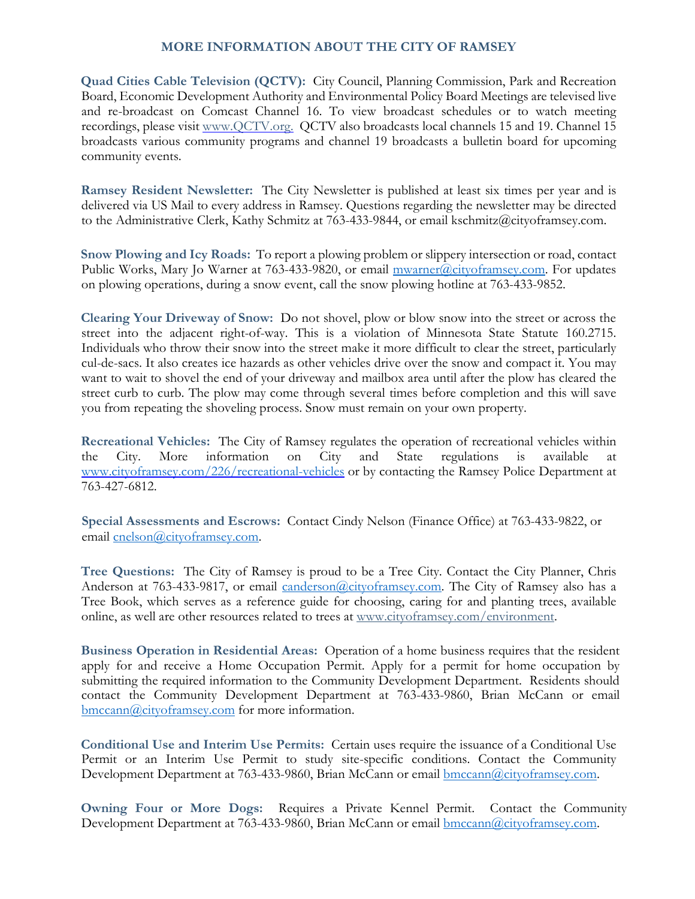## MORE INFORMATION ABOUT THE CITY OF RAMSEY

**Quad Cities Cable Television (QCTV):** City Council, Planning Commission, Park and Recreation Board, Economic Development Authority and Environmental Policy Board Meetings are televised live and re-broadcast on Comcast Channel 16. To view broadcast schedules or to watch meeting recordings, please visit www.QCTV.org. QCTV also broadcasts local channels 15 and 19. Channel 15 broadcasts various community programs and channel 19 broadcasts a bulletin board for upcoming community events.

**Ramsey Resident Newsletter:** The City Newsletter is published at least six times per year and is delivered via US Mail to every address in Ramsey. Questions regarding the newsletter may be directed to the Administrative Clerk, Kathy Schmitz at 763-433-9844, or email kschmitz@cityoframsey.com.

**Snow Plowing and Icy Roads:** To report a plowing problem or slippery intersection or road, contact Public Works, Mary Jo Warner at 763-433-9820, or email mwarner@cityoframsey.com. For updates on plowing operations, during a snow event, call the snow plowing hotline at 763-433-9852.

**Clearing Your Driveway of Snow:** Do not shovel, plow or blow snow into the street or across the street into the adjacent right-of-way. This is a violation of Minnesota State Statute 160.2715. Individuals who throw their snow into the street make it more difficult to clear the street, particularly cul-de-sacs. It also creates ice hazards as other vehicles drive over the snow and compact it. You may want to wait to shovel the end of your driveway and mailbox area until after the plow has cleared the street curb to curb. The plow may come through several times before completion and this will save you from repeating the shoveling process. Snow must remain on your own property.

**Recreational Vehicles:** The City of Ramsey regulates the operation of recreational vehicles within the City. More information on City and State regulations is available at www.cityoframsey.com/226/recreational-vehicles or by contacting the Ramsey Police Department at 763-427-6812.

**Special Assessments and Escrows:** Contact Cindy Nelson (Finance Office) at 763-433-9822, or email cnelson@cityoframsey.com.

**Tree Questions:** The City of Ramsey is proud to be a Tree City. Contact the City Planner, Chris Anderson at 763-433-9817, or email canderson@cityoframsey.com. The City of Ramsey also has a Tree Book, which serves as a reference guide for choosing, caring for and planting trees, available online, as well are other resources related to trees at www.cityoframsey.com/environment.

**Business Operation in Residential Areas:** Operation of a home business requires that the resident apply for and receive a Home Occupation Permit. Apply for a permit for home occupation by submitting the required information to the Community Development Department. Residents should contact the Community Development Department at 763-433-9860, Brian McCann or email bmccann@cityoframsey.com for more information.

**Conditional Use and Interim Use Permits:** Certain uses require the issuance of a Conditional Use Permit or an Interim Use Permit to study site-specific conditions. Contact the Community Development Department at 763-433-9860, Brian McCann or email bmccann@cityoframsey.com.

**Owning Four or More Dogs:** Requires a Private Kennel Permit. Contact the Community Development Department at 763-433-9860, Brian McCann or email bmccann@cityoframsey.com.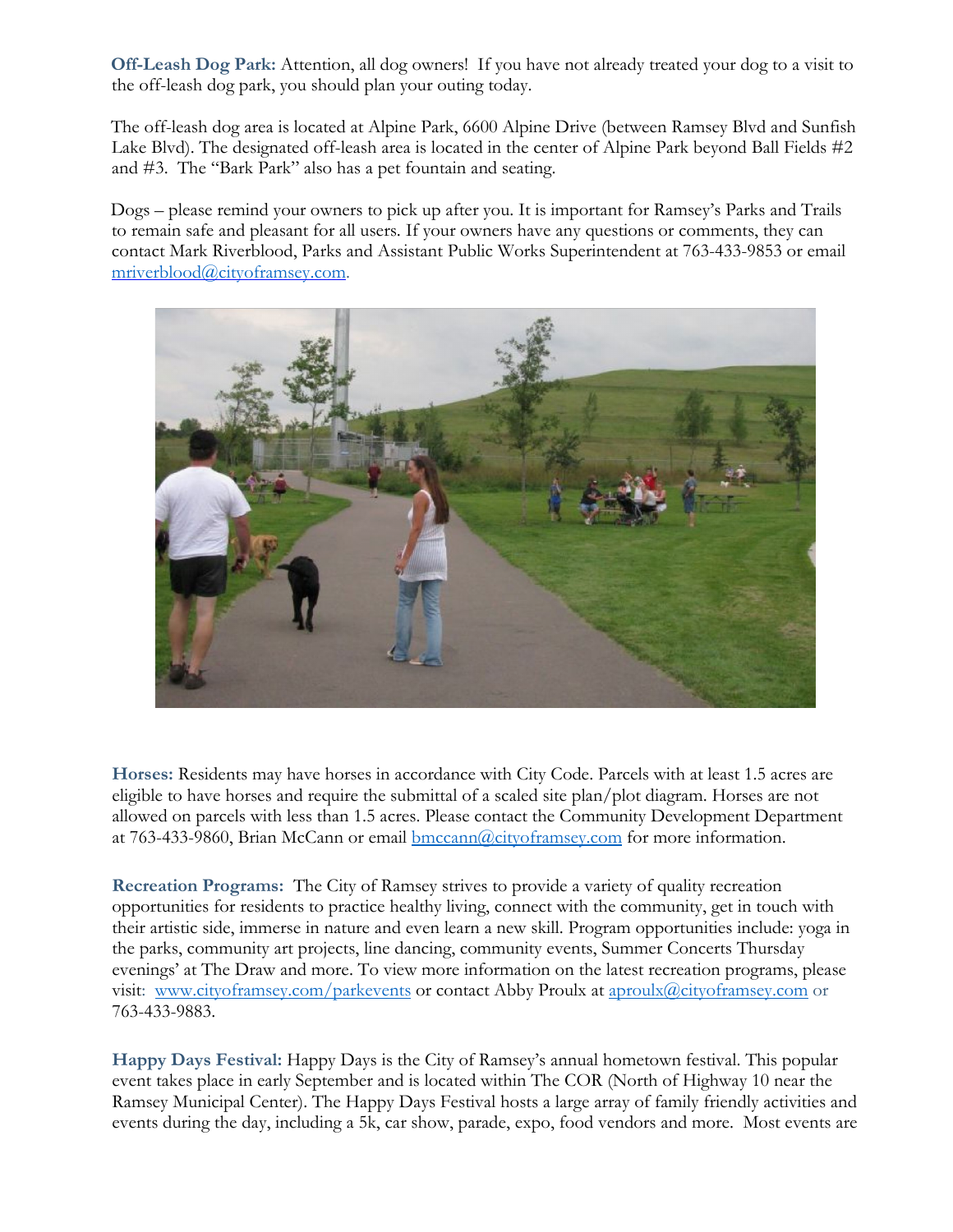**Off-Leash Dog Park:** Attention, all dog owners! If you have not already treated your dog to a visit to the off-leash dog park, you should plan your outing today.

The off-leash dog area is located at Alpine Park, 6600 Alpine Drive (between Ramsey Blvd and Sunfish Lake Blvd). The designated off-leash area is located in the center of Alpine Park beyond Ball Fields #2 and #3. The "Bark Park" also has a pet fountain and seating.

Dogs – please remind your owners to pick up after you. It is important for Ramsey's Parks and Trails to remain safe and pleasant for all users. If your owners have any questions or comments, they can contact Mark Riverblood, Parks and Assistant Public Works Superintendent at 763-433-9853 or email mriverblood@cityoframsey.com.

**Horses:** Residents may have horses in accordance with City Code. Parcels with at least 1.5 acres are eligible to have horses and require the submittal of a scaled site plan/plot diagram. Horses are not allowed on parcels with less than 1.5 acres. Please contact the Community Development Department at 763-433-9860, Brian McCann or email bmccann@cityoframsey.com for more information.

**Recreation Programs:** The City of Ramsey strives to provide a variety of quality recreation opportunities for residents to practice healthy living, connect with the community, get in touch with their artistic side, immerse in nature and even learn a new skill. Program opportunities include: yoga in the parks, community art projects, line dancing, community events, Summer Concerts Thursday evenings' at The Draw and more. To view more information on the latest recreation programs, please visit: www.cityoframsey.com/parkevents or contact Abby Proulx at aproulx@cityoframsey.com or 763-433-9883.

**Happy Days Festival:** Happy Days is the City of Ramsey's annual hometown festival. This popular event takes place in early September and is located within The COR (North of Highway 10 near the Ramsey Municipal Center). The Happy Days Festival hosts a large array of family friendly activities and events during the day, including a 5k, car show, parade, expo, food vendors and more. Most events are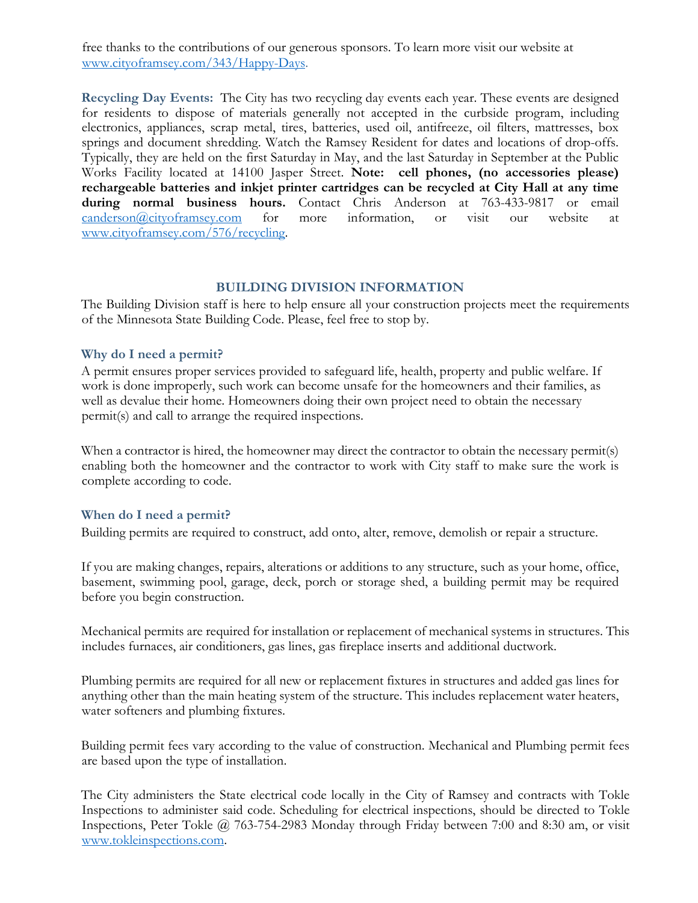free thanks to the contributions of our generous sponsors. To learn more visit our website at [www.cityoframsey.com/343/Happy-Days](www.cityoframsey.com/343/Happy-Days).

**Recycling Day Events:** The City has two recycling day events each year. These events are designed for residents to dispose of materials generally not accepted in the curbside program, including electronics, appliances, scrap metal, tires, batteries, used oil, antifreeze, oil filters, mattresses, box springs and document shredding. Watch the Ramsey Resident for dates and locations of drop-offs. Typically, they are held on the first Saturday in May, and the last Saturday in September at the Public Works Facility located at 14100 Jasper Street. **Note: cell phones, (no accessories please) rechargeable batteries and inkjet printer cartridges can be recycled at City Hall at any time during normal business hours.** Contact Chris Anderson at 763-433-9817 or email [canderson@cityoframsey.com](mailto:canderson@cityoframsey.com) for more information, or visit our website at [www.cityoframsey.com/576/recycling](www.cityoframsey.com/576/recycling).

## BUILDING DIVISION INFORMATION

The Building Division staff is here to help ensure all your construction projects meet the requirements of the Minnesota State Building Code. Please, feel free to stop by.

### Why do I need a permit?

A permit ensures proper services provided to safeguard life, health, property and public welfare. If work is done improperly, such work can become unsafe for the homeowners and their families, as well as devalue their home. Homeowners doing their own project need to obtain the necessary permit(s) and call to arrange the required inspections.

When a contractor is hired, the homeowner may direct the contractor to obtain the necessary permit(s) enabling both the homeowner and the contractor to work with City staff to make sure the work is complete according to code.

### When do I need a permit?

Building permits are required to construct, add onto, alter, remove, demolish or repair a structure.

If you are making changes, repairs, alterations or additions to any structure, such as your home, office, basement, swimming pool, garage, deck, porch or storage shed, a building permit may be required before you begin construction.

Mechanical permits are required for installation or replacement of mechanical systems in structures. This includes furnaces, air conditioners, gas lines, gas fireplace inserts and additional ductwork.

Plumbing permits are required for all new or replacement fixtures in structures and added gas lines for anything other than the main heating system of the structure. This includes replacement water heaters, water softeners and plumbing fixtures.

Building permit fees vary according to the value of construction. Mechanical and Plumbing permit fees are based upon the type of installation.

The City administers the State electrical code locally in the City of Ramsey and contracts with Tokle Inspections to administer said code. Scheduling for electrical inspections, should be directed to Tokle Inspections, Peter Tokle @ 763-754-2983 Monday through Friday between 7:00 and 8:30 am, or visit [www.tokleinspections.com](www.tokleinspections.com).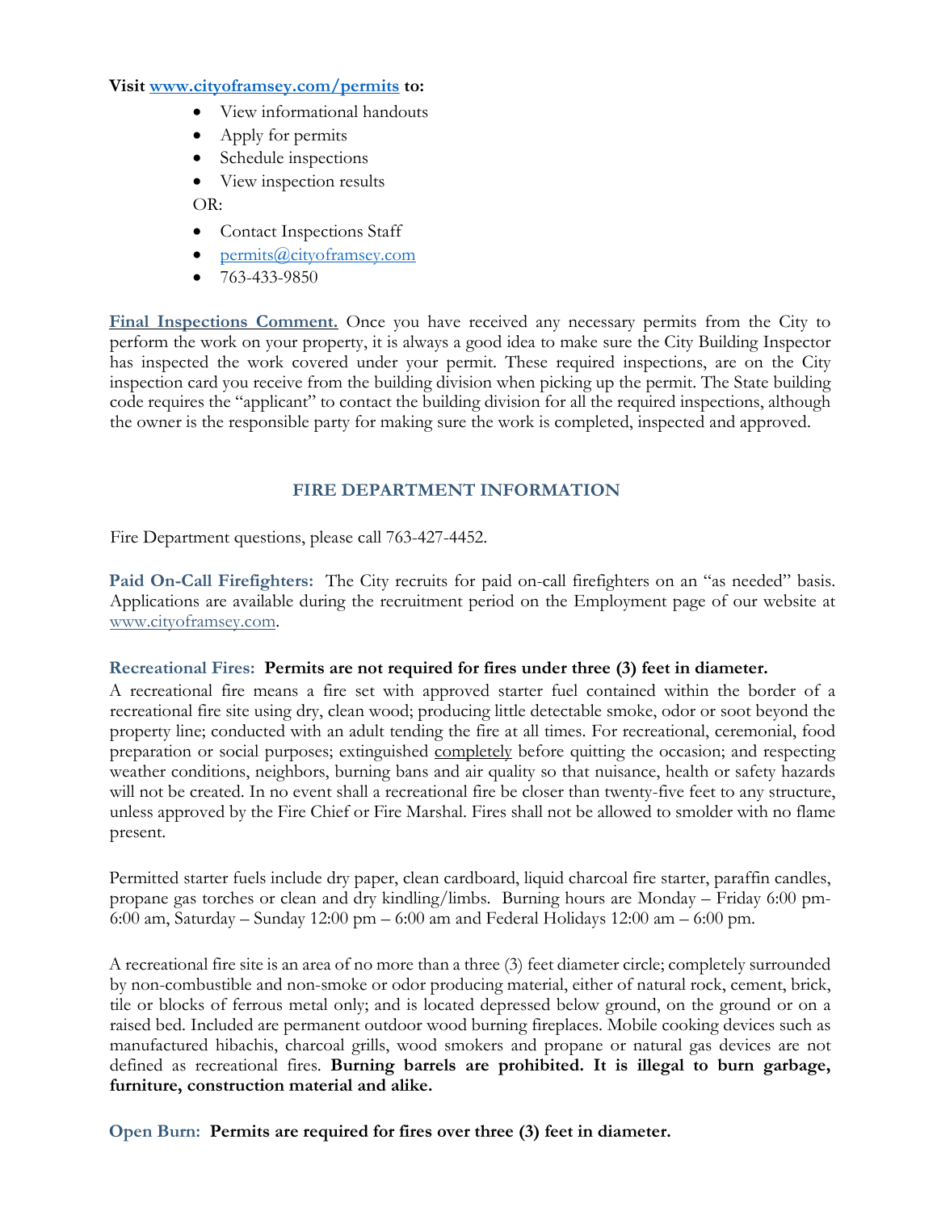**Visit [www.cityoframsey.com/permits](http://www.cityoframsey.com/permits) to:**

- View informational handouts
- Apply for permits
- Schedule inspections
- View inspection results

OR:

- Contact Inspections Staff
- [permits@cityoframsey.com](mailto:permits@cityoframsey.com)
- 763-433-9850

**Final Inspections Comment.** Once you have received any necessary permits from the City to perform the work on your property, it is always a good idea to make sure the City Building Inspector has inspected the work covered under your permit. These required inspections, are on the City inspection card you receive from the building division when picking up the permit. The State building code requires the "applicant" to contact the building division for all the required inspections, although the owner is the responsible party for making sure the work is completed, inspected and approved.

## FIRE DEPARTMENT INFORMATION

Fire Department questions, please call 763-427-4452.

**Paid On-Call Firefighters:** The City recruits for paid on-call firefighters on an "as needed" basis. Applications are available during the recruitment period on the Employment page of our website at [www.cityoframsey.com](http://www.cityoframsey.com).

**Recreational Fires:** **Permits are not required for fires under three (3) feet in diameter.**
A recreational fire means a fire set with approved starter fuel contained within the border of a recreational fire site using dry, clean wood; producing little detectable smoke, odor or soot beyond the property line; conducted with an adult tending the fire at all times. For recreational, ceremonial, food preparation or social purposes; extinguished completely before quitting the occasion; and respecting weather conditions, neighbors, burning bans and air quality so that nuisance, health or safety hazards will not be created. In no event shall a recreational fire be closer than twenty-five feet to any structure, unless approved by the Fire Chief or Fire Marshal. Fires shall not be allowed to smolder with no flame present.

Permitted starter fuels include dry paper, clean cardboard, liquid charcoal fire starter, paraffin candles, propane gas torches or clean and dry kindling/limbs. Burning hours are Monday – Friday 6:00 pm-6:00 am, Saturday – Sunday 12:00 pm – 6:00 am and Federal Holidays 12:00 am – 6:00 pm.

A recreational fire site is an area of no more than a three (3) feet diameter circle; completely surrounded by non-combustible and non-smoke or odor producing material, either of natural rock, cement, brick, tile or blocks of ferrous metal only; and is located depressed below ground, on the ground or on a raised bed. Included are permanent outdoor wood burning fireplaces. Mobile cooking devices such as manufactured hibachis, charcoal grills, wood smokers and propane or natural gas devices are not defined as recreational fires. **Burning barrels are prohibited. It is illegal to burn garbage, furniture, construction material and alike.**

**Open Burn:** **Permits are required for fires over three (3) feet in diameter.**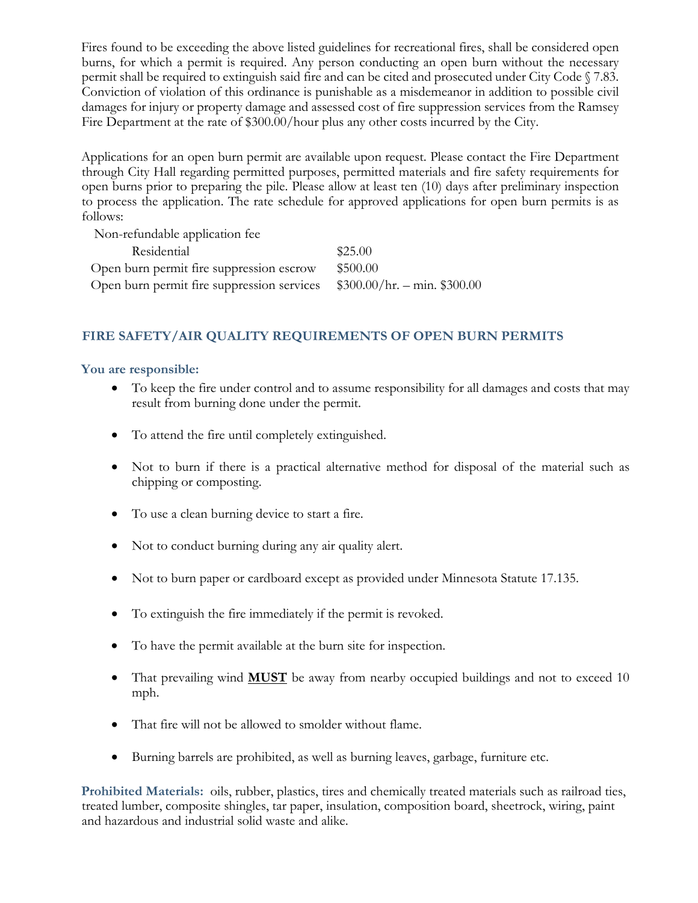Fires found to be exceeding the above listed guidelines for recreational fires, shall be considered open burns, for which a permit is required. Any person conducting an open burn without the necessary permit shall be required to extinguish said fire and can be cited and prosecuted under City Code § 7.83. Conviction of violation of this ordinance is punishable as a misdemeanor in addition to possible civil damages for injury or property damage and assessed cost of fire suppression services from the Ramsey Fire Department at the rate of $300.00/hour plus any other costs incurred by the City.

Applications for an open burn permit are available upon request. Please contact the Fire Department through City Hall regarding permitted purposes, permitted materials and fire safety requirements for open burns prior to preparing the pile. Please allow at least ten (10) days after preliminary inspection to process the application. The rate schedule for approved applications for open burn permits is as follows:

| | |
|---|---|
| Non-refundable application fee | |
| Residential | $25.00 |
| Open burn permit fire suppression escrow | $500.00 |
| Open burn permit fire suppression services | $300.00/hr. – min. $300.00 |

## FIRE SAFETY/AIR QUALITY REQUIREMENTS OF OPEN BURN PERMITS

**You are responsible:**

- To keep the fire under control and to assume responsibility for all damages and costs that may result from burning done under the permit.
- To attend the fire until completely extinguished.
- Not to burn if there is a practical alternative method for disposal of the material such as chipping or composting.
- To use a clean burning device to start a fire.
- Not to conduct burning during any air quality alert.
- Not to burn paper or cardboard except as provided under Minnesota Statute 17.135.
- To extinguish the fire immediately if the permit is revoked.
- To have the permit available at the burn site for inspection.
- That prevailing wind <u>**MUST**</u> be away from nearby occupied buildings and not to exceed 10 mph.
- That fire will not be allowed to smolder without flame.
- Burning barrels are prohibited, as well as burning leaves, garbage, furniture etc.

**Prohibited Materials:** oils, rubber, plastics, tires and chemically treated materials such as railroad ties, treated lumber, composite shingles, tar paper, insulation, composition board, sheetrock, wiring, paint and hazardous and industrial solid waste and alike.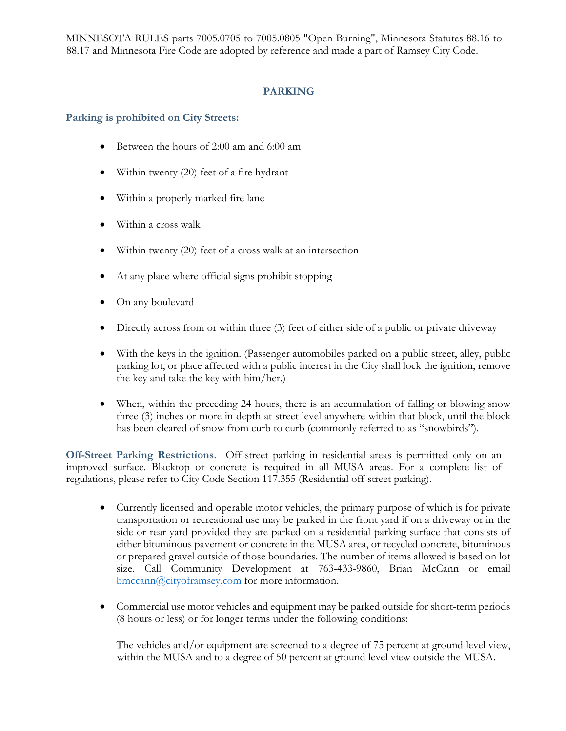MINNESOTA RULES parts 7005.0705 to 7005.0805 "Open Burning", Minnesota Statutes 88.16 to 88.17 and Minnesota Fire Code are adopted by reference and made a part of Ramsey City Code.

## PARKING

### Parking is prohibited on City Streets:

- Between the hours of 2:00 am and 6:00 am
- Within twenty (20) feet of a fire hydrant
- Within a properly marked fire lane
- Within a cross walk
- Within twenty (20) feet of a cross walk at an intersection
- At any place where official signs prohibit stopping
- On any boulevard
- Directly across from or within three (3) feet of either side of a public or private driveway
- With the keys in the ignition. (Passenger automobiles parked on a public street, alley, public parking lot, or place affected with a public interest in the City shall lock the ignition, remove the key and take the key with him/her.)
- When, within the preceding 24 hours, there is an accumulation of falling or blowing snow three (3) inches or more in depth at street level anywhere within that block, until the block has been cleared of snow from curb to curb (commonly referred to as "snowbirds").

**Off-Street Parking Restrictions.** Off-street parking in residential areas is permitted only on an improved surface. Blacktop or concrete is required in all MUSA areas. For a complete list of regulations, please refer to City Code Section 117.355 (Residential off-street parking).

- Currently licensed and operable motor vehicles, the primary purpose of which is for private transportation or recreational use may be parked in the front yard if on a driveway or in the side or rear yard provided they are parked on a residential parking surface that consists of either bituminous pavement or concrete in the MUSA area, or recycled concrete, bituminous or prepared gravel outside of those boundaries. The number of items allowed is based on lot size. Call Community Development at 763-433-9860, Brian McCann or email bmccann@cityofamsey.com for more information.
- Commercial use motor vehicles and equipment may be parked outside for short-term periods (8 hours or less) or for longer terms under the following conditions:

  The vehicles and/or equipment are screened to a degree of 75 percent at ground level view, within the MUSA and to a degree of 50 percent at ground level view outside the MUSA.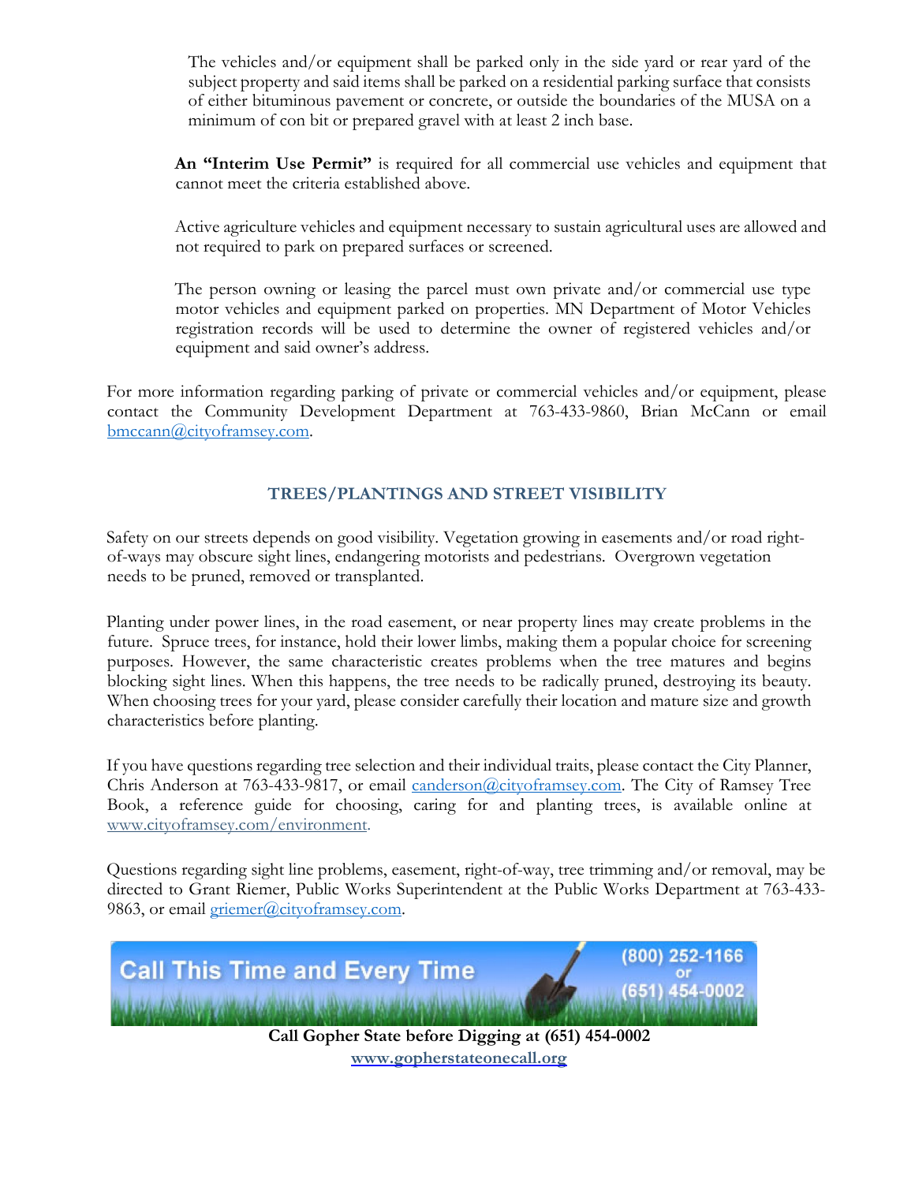The vehicles and/or equipment shall be parked only in the side yard or rear yard of the subject property and said items shall be parked on a residential parking surface that consists of either bituminous pavement or concrete, or outside the boundaries of the MUSA on a minimum of con bit or prepared gravel with at least 2 inch base.

**An "Interim Use Permit"** is required for all commercial use vehicles and equipment that cannot meet the criteria established above.

Active agriculture vehicles and equipment necessary to sustain agricultural uses are allowed and not required to park on prepared surfaces or screened.

The person owning or leasing the parcel must own private and/or commercial use type motor vehicles and equipment parked on properties. MN Department of Motor Vehicles registration records will be used to determine the owner of registered vehicles and/or equipment and said owner's address.

For more information regarding parking of private or commercial vehicles and/or equipment, please contact the Community Development Department at 763-433-9860, Brian McCann or email bmccann@cityoframsey.com.

## TREES/PLANTINGS AND STREET VISIBILITY

Safety on our streets depends on good visibility. Vegetation growing in easements and/or road right-of-ways may obscure sight lines, endangering motorists and pedestrians. Overgrown vegetation needs to be pruned, removed or transplanted.

Planting under power lines, in the road easement, or near property lines may create problems in the future. Spruce trees, for instance, hold their lower limbs, making them a popular choice for screening purposes. However, the same characteristic creates problems when the tree matures and begins blocking sight lines. When this happens, the tree needs to be radically pruned, destroying its beauty. When choosing trees for your yard, please consider carefully their location and mature size and growth characteristics before planting.

If you have questions regarding tree selection and their individual traits, please contact the City Planner, Chris Anderson at 763-433-9817, or email canderson@cityoframsey.com. The City of Ramsey Tree Book, a reference guide for choosing, caring for and planting trees, is available online at www.cityoframsey.com/environment.

Questions regarding sight line problems, easement, right-of-way, tree trimming and/or removal, may be directed to Grant Riemer, Public Works Superintendent at the Public Works Department at 763-433-9863, or email griemer@cityoframsey.com.

Call This Time and Every Time (800) 252-1166 or (651) 454-0002

**Call Gopher State before Digging at (651) 454-0002**
**www.gopherstateonecall.org**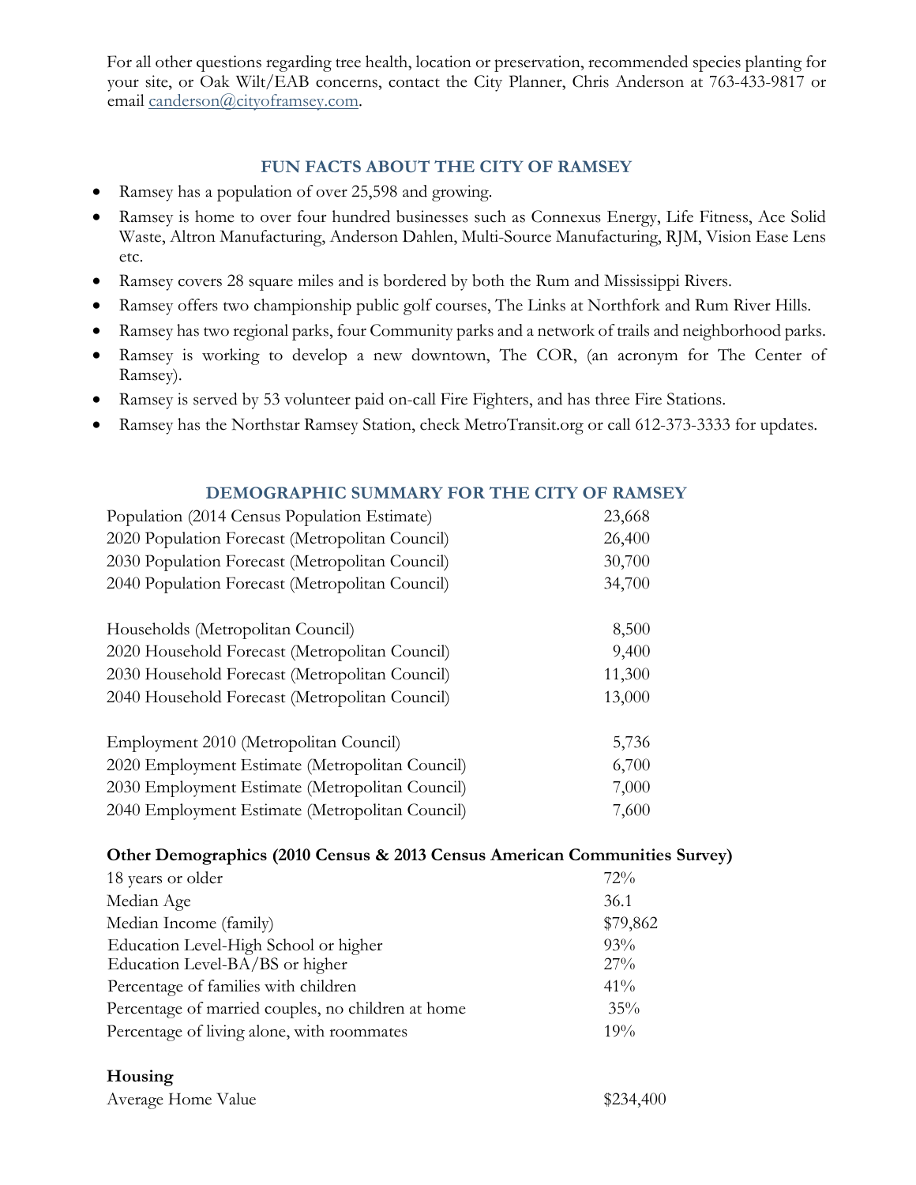For all other questions regarding tree health, location or preservation, recommended species planting for your site, or Oak Wilt/EAB concerns, contact the City Planner, Chris Anderson at 763-433-9817 or email canderson@cityoframsey.com.

## FUN FACTS ABOUT THE CITY OF RAMSEY

- Ramsey has a population of over 25,598 and growing.
- Ramsey is home to over four hundred businesses such as Connexus Energy, Life Fitness, Ace Solid Waste, Altron Manufacturing, Anderson Dahlen, Multi-Source Manufacturing, RJM, Vision Ease Lens etc.
- Ramsey covers 28 square miles and is bordered by both the Rum and Mississippi Rivers.
- Ramsey offers two championship public golf courses, The Links at Northfork and Rum River Hills.
- Ramsey has two regional parks, four Community parks and a network of trails and neighborhood parks.
- Ramsey is working to develop a new downtown, The COR, (an acronym for The Center of Ramsey).
- Ramsey is served by 53 volunteer paid on-call Fire Fighters, and has three Fire Stations.
- Ramsey has the Northstar Ramsey Station, check MetroTransit.org or call 612-373-3333 for updates.

## DEMOGRAPHIC SUMMARY FOR THE CITY OF RAMSEY

| | |
|---|---|
| Population (2014 Census Population Estimate) | 23,668 |
| 2020 Population Forecast (Metropolitan Council) | 26,400 |
| 2030 Population Forecast (Metropolitan Council) | 30,700 |
| 2040 Population Forecast (Metropolitan Council) | 34,700 |
| | |
| Households (Metropolitan Council) | 8,500 |
| 2020 Household Forecast (Metropolitan Council) | 9,400 |
| 2030 Household Forecast (Metropolitan Council) | 11,300 |
| 2040 Household Forecast (Metropolitan Council) | 13,000 |
| | |
| Employment 2010 (Metropolitan Council) | 5,736 |
| 2020 Employment Estimate (Metropolitan Council) | 6,700 |
| 2030 Employment Estimate (Metropolitan Council) | 7,000 |
| 2040 Employment Estimate (Metropolitan Council) | 7,600 |

**Other Demographics (2010 Census & 2013 Census American Communities Survey)**

| | |
|---|---|
| 18 years or older | 72% |
| Median Age | 36.1 |
| Median Income (family) | $79,862 |
| Education Level-High School or higher | 93% |
| Education Level-BA/BS or higher | 27% |
| Percentage of families with children | 41% |
| Percentage of married couples, no children at home | 35% |
| Percentage of living alone, with roommates | 19% |

**Housing**

| | |
|---|---|
| Average Home Value | $234,400 |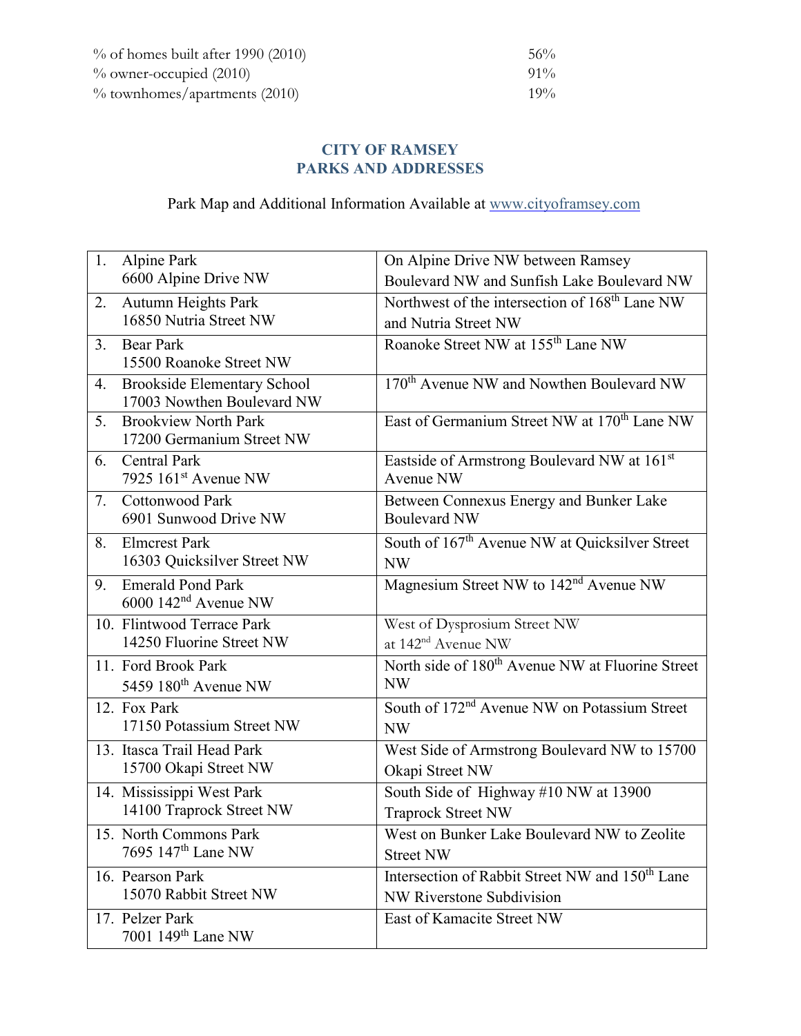| | |
|---|---|
| % of homes built after 1990 (2010) | 56% |
| % owner-occupied (2010) | 91% |
| % townhomes/apartments (2010) | 19% |

## CITY OF RAMSEY
## PARKS AND ADDRESSES

Park Map and Additional Information Available at www.cityofram sey.com

| Park | Location |
|---|---|
| 1. Alpine Park<br>6600 Alpine Drive NW | On Alpine Drive NW between Ramsey Boulevard NW and Sunfish Lake Boulevard NW |
| 2. Autumn Heights Park<br>16850 Nutria Street NW | Northwest of the intersection of 168th Lane NW and Nutria Street NW |
| 3. Bear Park<br>15500 Roanoke Street NW | Roanoke Street NW at 155th Lane NW |
| 4. Brookside Elementary School<br>17003 Nowthen Boulevard NW | 170th Avenue NW and Nowthen Boulevard NW |
| 5. Brookview North Park<br>17200 Germanium Street NW | East of Germanium Street NW at 170th Lane NW |
| 6. Central Park<br>7925 161st Avenue NW | Eastside of Armstrong Boulevard NW at 161st Avenue NW |
| 7. Cottonwood Park<br>6901 Sunwood Drive NW | Between Connexus Energy and Bunker Lake Boulevard NW |
| 8. Elmcrest Park<br>16303 Quicksilver Street NW | South of 167th Avenue NW at Quicksilver Street NW |
| 9. Emerald Pond Park<br>6000 142nd Avenue NW | Magnesium Street NW to 142nd Avenue NW |
| 10. Flintwood Terrace Park<br>14250 Fluorine Street NW | West of Dysprosium Street NW at 142nd Avenue NW |
| 11. Ford Brook Park<br>5459 180th Avenue NW | North side of 180th Avenue NW at Fluorine Street NW |
| 12. Fox Park<br>17150 Potassium Street NW | South of 172nd Avenue NW on Potassium Street NW |
| 13. Itasca Trail Head Park<br>15700 Okapi Street NW | West Side of Armstrong Boulevard NW to 15700 Okapi Street NW |
| 14. Mississippi West Park<br>14100 Traprock Street NW | South Side of Highway #10 NW at 13900 Traprock Street NW |
| 15. North Commons Park<br>7695 147th Lane NW | West on Bunker Lake Boulevard NW to Zeolite Street NW |
| 16. Pearson Park<br>15070 Rabbit Street NW | Intersection of Rabbit Street NW and 150th Lane NW Riverstone Subdivision |
| 17. Pelzer Park<br>7001 149th Lane NW | East of Kamacite Street NW |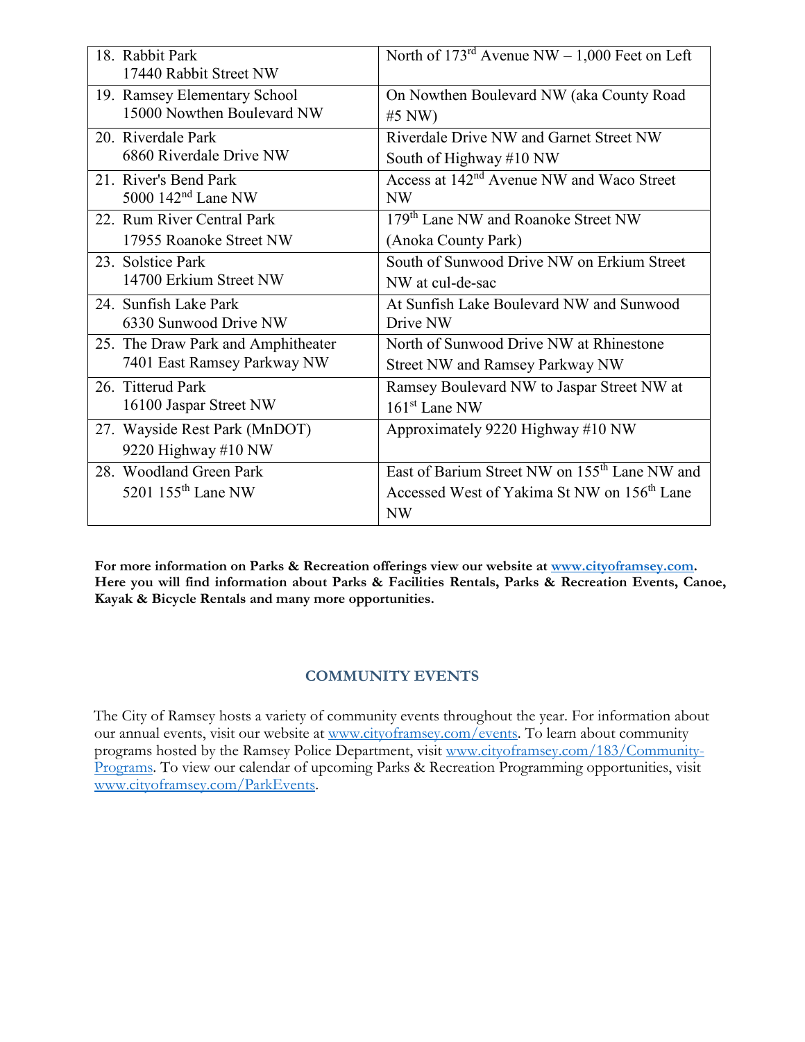| | |
|---|---|
| 18. Rabbit Park<br>17440 Rabbit Street NW | North of 173rd Avenue NW – 1,000 Feet on Left |
| 19. Ramsey Elementary School<br>15000 Nowthen Boulevard NW | On Nowthen Boulevard NW (aka County Road #5 NW) |
| 20. Riverdale Park<br>6860 Riverdale Drive NW | Riverdale Drive NW and Garnet Street NW South of Highway #10 NW |
| 21. River's Bend Park<br>5000 142nd Lane NW | Access at 142nd Avenue NW and Waco Street NW |
| 22. Rum River Central Park<br>17955 Roanoke Street NW | 179th Lane NW and Roanoke Street NW (Anoka County Park) |
| 23. Solstice Park<br>14700 Erkium Street NW | South of Sunwood Drive NW on Erkium Street NW at cul-de-sac |
| 24. Sunfish Lake Park<br>6330 Sunwood Drive NW | At Sunfish Lake Boulevard NW and Sunwood Drive NW |
| 25. The Draw Park and Amphitheater<br>7401 East Ramsey Parkway NW | North of Sunwood Drive NW at Rhinestone Street NW and Ramsey Parkway NW |
| 26. Titterud Park<br>16100 Jaspar Street NW | Ramsey Boulevard NW to Jaspar Street NW at 161st Lane NW |
| 27. Wayside Rest Park (MnDOT)<br>9220 Highway #10 NW | Approximately 9220 Highway #10 NW |
| 28. Woodland Green Park<br>5201 155th Lane NW | East of Barium Street NW on 155th Lane NW and Accessed West of Yakima St NW on 156th Lane NW |

**For more information on Parks & Recreation offerings view our website at www.cityoframsey.com. Here you will find information about Parks & Facilities Rentals, Parks & Recreation Events, Canoe, Kayak & Bicycle Rentals and many more opportunities.**

## COMMUNITY EVENTS

The City of Ramsey hosts a variety of community events throughout the year. For information about our annual events, visit our website at www.cityoframsey.com/events. To learn about community programs hosted by the Ramsey Police Department, visit www.cityoframsey.com/183/Community-Programs. To view our calendar of upcoming Parks & Recreation Programming opportunities, visit www.cityoframsey.com/ParkEvents.